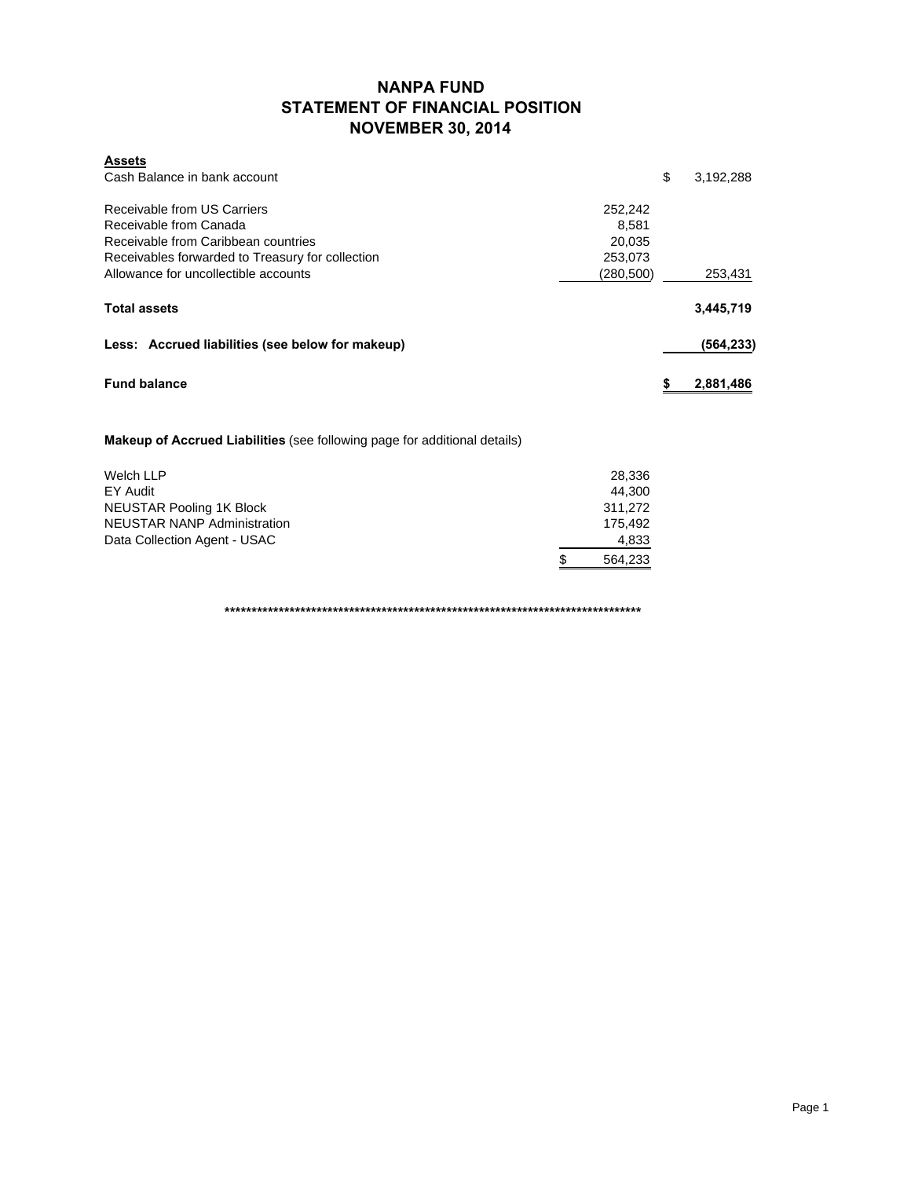# NANPA FUND
## STATEMENT OF FINANCIAL POSITION
## NOVEMBER 30, 2014

| **Assets** | | |
|---|---|---|
| Cash Balance in bank account | | $ 3,192,288 |
| | | |
| Receivable from US Carriers | 252,242 | |
| Receivable from Canada | 8,581 | |
| Receivable from Caribbean countries | 20,035 | |
| Receivables forwarded to Treasury for collection | 253,073 | |
| Allowance for uncollectible accounts | (280,500) | 253,431 |
| | | |
| **Total assets** | | **3,445,719** |
| | | |
| **Less: Accrued liabilities (see below for makeup)** | | **(564,233)** |
| | | |
| **Fund balance** | | **$ 2,881,486** |

**Makeup of Accrued Liabilities** (see following page for additional details)

| | |
|---|---|
| Welch LLP | 28,336 |
| EY Audit | 44,300 |
| NEUSTAR Pooling 1K Block | 311,272 |
| NEUSTAR NANP Administration | 175,492 |
| Data Collection Agent - USAC | 4,833 |
| | $ 564,233 |

********************************************************************************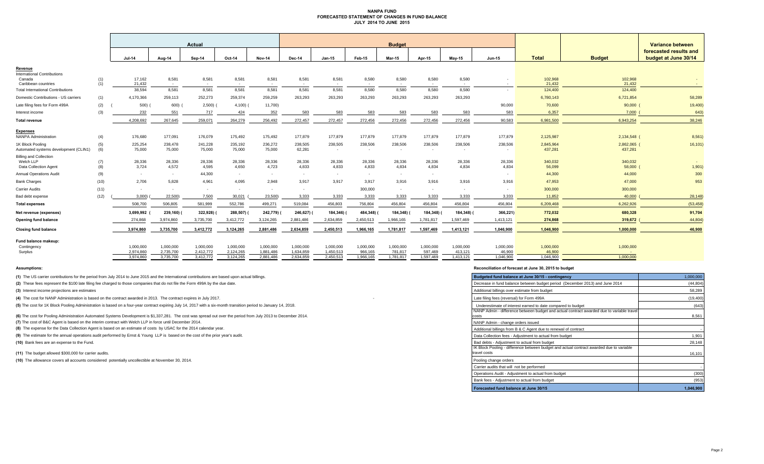# NANPA FUND
## FORECASTED STATEMENT OF CHANGES IN FUND BALANCE
## JULY 2014 TO JUNE 2015

| | | Actual | | | | | Budget | | | | | | | | | Variance between forecasted results and budget at June 30/14 |
|---|---|---|---|---|---|---|---|---|---|---|---|---|---|---|---|---|
| | | Jul-14 | Aug-14 | Sep-14 | Oct-14 | Nov-14 | Dec-14 | Jan-15 | Feb-15 | Mar-15 | Apr-15 | May-15 | Jun-15 | Total | Budget | |
| **Revenue** | | | | | | | | | | | | | | | | |
| International Contributions | | | | | | | | | | | | | | | | |
| Canada | (1) | 17,162 | 8,581 | 8,581 | 8,581 | 8,581 | 8,581 | 8,581 | 8,580 | 8,580 | 8,580 | 8,580 | - | 102,968 | 102,968 | - |
| Caribbean countries | (1) | 21,432 | - | - | - | - | - | - | - | - | - | - | - | 21,432 | 21,432 | - |
| Total International Contributions | | 38,594 | 8,581 | 8,581 | 8,581 | 8,581 | 8,581 | 8,581 | 8,580 | 8,580 | 8,580 | 8,580 | - | 124,400 | 124,400 | |
| Domestic Contributions - US carriers | (1) | 4,170,366 | 259,113 | 252,273 | 259,374 | 259,259 | 263,293 | 263,293 | 263,293 | 263,293 | 263,293 | 263,293 | | 6,780,143 | 6,721,854 | 58,289 |
| Late filing fees for Form 499A | (2) | (500) | (600) | (2,500) | (4,100) | (11,700) | | | | | | | 90,000 | 70,600 | 90,000 | (19,400) |
| Interest income | (3) | 232 | 551 | 717 | 424 | 352 | 583 | 583 | 583 | 583 | 583 | 583 | 583 | 6,357 | 7,000 | (643) |
| **Total revenue** | | 4,208,692 | 267,645 | 259,071 | 264,279 | 256,492 | 272,457 | 272,457 | 272,456 | 272,456 | 272,456 | 272,456 | 90,583 | 6,981,500 | 6,943,254 | 38,246 |
| **Expenses** | | | | | | | | | | | | | | | | |
| NANPA Administration | (4) | 176,680 | 177,091 | 176,079 | 175,492 | 175,492 | 177,879 | 177,879 | 177,879 | 177,879 | 177,879 | 177,879 | 177,879 | 2,125,987 | 2,134,548 | (8,561) |
| 1K Block Pooling | (5) | 225,254 | 238,478 | 241,228 | 235,192 | 236,272 | 238,505 | 238,505 | 238,506 | 238,506 | 238,506 | 238,506 | 238,506 | 2,845,964 | 2,862,065 | (16,101) |
| Automated systems development (CLIN1) | (6) | 75,000 | 75,000 | 75,000 | 75,000 | 75,000 | 62,281 | - | - | - | - | - | - | 437,281 | 437,281 | |
| Billing and Collection | | | | | | | | | | | | | | | | |
| Welch LLP | (7) | 28,336 | 28,336 | 28,336 | 28,336 | 28,336 | 28,336 | 28,336 | 28,336 | 28,336 | 28,336 | 28,336 | 28,336 | 340,032 | 340,032 | - |
| Data Collection Agent | (8) | 3,724 | 4,572 | 4,595 | 4,650 | 4,723 | 4,833 | 4,833 | 4,833 | 4,834 | 4,834 | 4,834 | 4,834 | 56,099 | 58,000 | (1,901) |
| Annual Operations Audit | (9) | - | - | 44,300 | - | - | - | - | - | - | - | | - | 44,300 | 44,000 | 300 |
| Bank Charges | (10) | 2,706 | 5,828 | 4,961 | 4,095 | 2,948 | 3,917 | 3,917 | 3,917 | 3,916 | 3,916 | 3,916 | 3,916 | 47,953 | 47,000 | 953 |
| Carrier Audits | (11) | - | - | - | - | - | - | | 300,000 | - | - | - | - | 300,000 | 300,000 | |
| Bad debt expense | (12) | (3,000) | (22,500) | 7,500 | 30,021 | (23,500) | 3,333 | 3,333 | 3,333 | 3,333 | 3,333 | 3,333 | 3,333 | 11,852 | 40,000 | (28,148) |
| **Total expenses** | | 508,700 | 506,805 | 581,999 | 552,786 | 499,271 | 519,084 | 456,803 | 756,804 | 456,804 | 456,804 | 456,804 | 456,804 | 6,209,468 | 6,262,926 | (53,458) |
| **Net revenue (expenses)** | | 3,699,992 | (239,160) | (322,928) | (288,507) | (242,779) | (246,627) | (184,346) | (484,348) | (184,348) | (184,348) | (184,348) | (366,221) | 772,032 | 680,328 | 91,704 |
| **Opening fund balance** | | 274,868 | 3,974,860 | 3,735,700 | 3,412,772 | 3,124,265 | 2,881,486 | 2,634,859 | 2,450,513 | 1,966,165 | 1,781,817 | 1,597,469 | 1,413,121 | 274,868 | 319,672 | (44,804) |
| **Closing fund balance** | | 3,974,860 | 3,735,700 | 3,412,772 | 3,124,265 | 2,881,486 | 2,634,859 | 2,450,513 | 1,966,165 | 1,781,817 | 1,597,469 | 1,413,121 | 1,046,900 | 1,046,900 | 1,000,000 | 46,900 |
| **Fund balance makeup:** | | | | | | | | | | | | | | | | |
| Contingency | | 1,000,000 | 1,000,000 | 1,000,000 | 1,000,000 | 1,000,000 | 1,000,000 | 1,000,000 | 1,000,000 | 1,000,000 | 1,000,000 | 1,000,000 | 1,000,000 | 1,000,000 | 1,000,000 | |
| Surplus | | 2,974,860 | 2,735,700 | 2,412,772 | 2,124,265 | 1,881,486 | 1,634,859 | 1,450,513 | 966,165 | 781,817 | 597,469 | 413,121 | 46,900 | 46,900 | - | |
| | | 3,974,860 | 3,735,700 | 3,412,772 | 3,124,265 | 2,881,486 | 2,634,859 | 2,450,513 | 1,966,165 | 1,781,817 | 1,597,469 | 1,413,121 | 1,046,900 | 1,046,900 | 1,000,000 | |

**Assumptions:**

**(1)** The US carrier contributions for the period from July 2014 to June 2015 and the International contributions are based upon actual billings.

**(2)** These fees represent the $100 late filing fee charged to those companies that do not file the Form 499A by the due date.

**(3)** Interest income projections are estimates

**(4)** The cost for NANP Administration is based on the contract awarded in 2013. The contract expires in July 2017.

**(5)** The cost for 1K Block Pooling Administration is based on a four-year contract expiring July 14, 2017 with a six-month transition period to January 14, 2018.

**(6)** The cost for Pooling Administration Automated Systems Development is $1,337,281. The cost was spread out over the period from July 2013 to December 2014.

**(7)** The cost of B&C Agent is based on the interim contract with Welch LLP in force until December 2014.

**(8)** The expense for the Data Collection Agent is based on an estimate of costs by USAC for the 2014 calendar year.

**(9)** The estimate for the annual operations audit performed by Ernst & Young LLP is based on the cost of the prior year's audit.

**(10)** Bank fees are an expense to the Fund.

**(11)** The budget allowed $300,000 for carrier audits.

**(10)** The allowance covers all accounts considered potentially uncollectible at November 30, 2014.

**Reconciliation of forecast at June 30, 2015 to budget**

| | |
|---|---|
| **Budgeted fund balance at June 30/15 - contingency** | 1,000,000 |
| Decrease in fund balance between budget period (December 2013) and June 2014 | (44,804) |
| Additional billings over estimate from budget | 58,289 |
| Late filing fees (reversal) for Form 499A | (19,400) |
| Underestimate of interest earned to date compared to budget | (643) |
| NANP Admin - difference between budget and actual contract awarded due to variable travel costs | 8,561 |
| NANP Admin - change orders issued | |
| Additional billings from B & C Agent due to renewal of contract | - |
| Data Collection fees - Adjustment to actual from budget | 1,901 |
| Bad debts - Adjustment to actual from budget | 28,148 |
| IK Block Pooling - difference between budget and actual contract awarded due to variable travel costs | 16,101 |
| Pooling change orders | |
| Carrier audits that will not be performed | - |
| Operations Audit - Adjustment to actual from budget | (300) |
| Bank fees - Adjustment to actual from budget | (953) |
| **Forecasted fund balance at June 30/15** | **1,046,900** |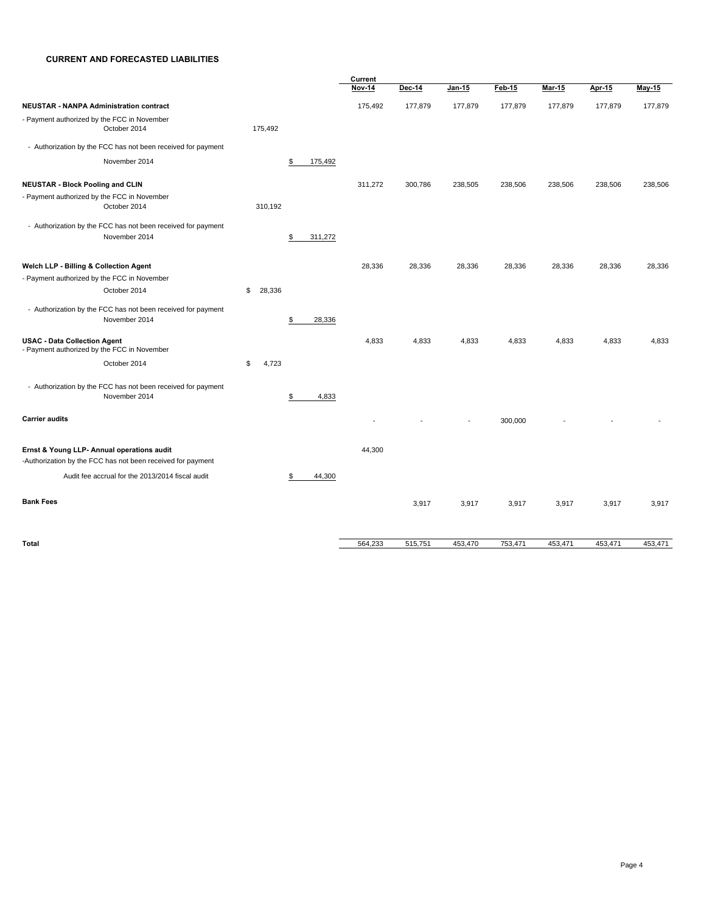**CURRENT AND FORECASTED LIABILITIES**

| | | | Current Nov-14 | Dec-14 | Jan-15 | Feb-15 | Mar-15 | Apr-15 | May-15 |
|---|---|---|---|---|---|---|---|---|---|
| **NEUSTAR - NANPA Administration contract** | | | 175,492 | 177,879 | 177,879 | 177,879 | 177,879 | 177,879 | 177,879 |
| - Payment authorized by the FCC in November October 2014 | 175,492 | | | | | | | | |
| - Authorization by the FCC has not been received for payment | | | | | | | | | |
| November 2014 | | $ 175,492 | | | | | | | |
| **NEUSTAR - Block Pooling and CLIN** | | | 311,272 | 300,786 | 238,505 | 238,506 | 238,506 | 238,506 | 238,506 |
| - Payment authorized by the FCC in November October 2014 | 310,192 | | | | | | | | |
| - Authorization by the FCC has not been received for payment November 2014 | | $ 311,272 | | | | | | | |
| **Welch LLP - Billing & Collection Agent** | | | 28,336 | 28,336 | 28,336 | 28,336 | 28,336 | 28,336 | 28,336 |
| - Payment authorized by the FCC in November | | | | | | | | | |
| October 2014 | $ 28,336 | | | | | | | | |
| - Authorization by the FCC has not been received for payment November 2014 | | $ 28,336 | | | | | | | |
| **USAC - Data Collection Agent** - Payment authorized by the FCC in November | | | 4,833 | 4,833 | 4,833 | 4,833 | 4,833 | 4,833 | 4,833 |
| October 2014 | $ 4,723 | | | | | | | | |
| - Authorization by the FCC has not been received for payment November 2014 | | $ 4,833 | | | | | | | |
| **Carrier audits** | | | - | - | - | 300,000 | - | - | - |
| **Ernst & Young LLP- Annual operations audit** | | | 44,300 | | | | | | |
| -Authorization by the FCC has not been received for payment | | | | | | | | | |
| Audit fee accrual for the 2013/2014 fiscal audit | | $ 44,300 | | | | | | | |
| **Bank Fees** | | | | 3,917 | 3,917 | 3,917 | 3,917 | 3,917 | 3,917 |
| **Total** | | | 564,233 | 515,751 | 453,470 | 753,471 | 453,471 | 453,471 | 453,471 |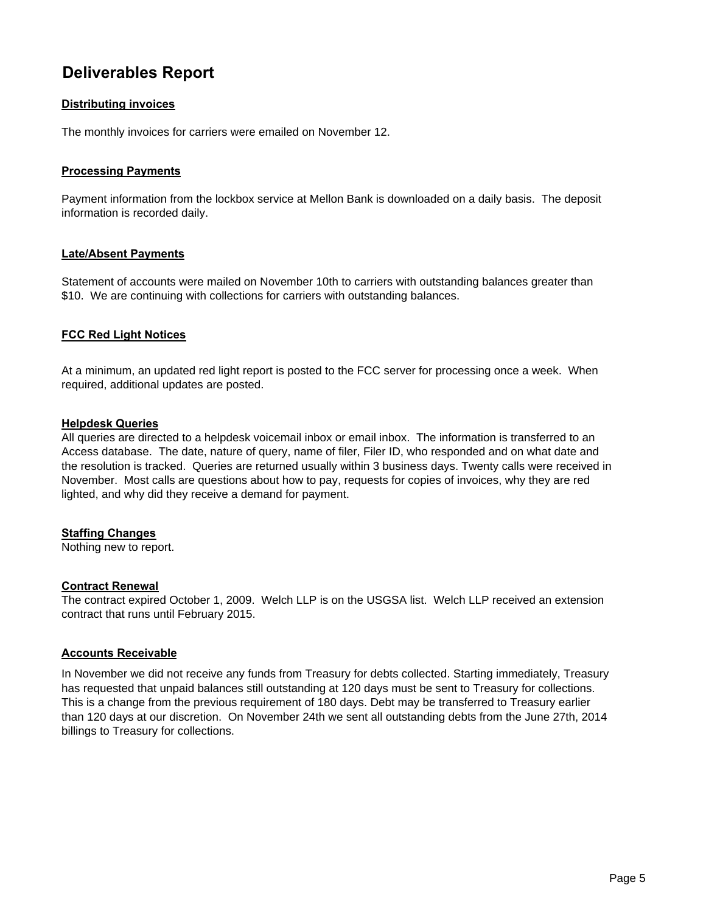# Deliverables Report

**Distributing invoices**

The monthly invoices for carriers were emailed on November 12.

**Processing Payments**

Payment information from the lockbox service at Mellon Bank is downloaded on a daily basis. The deposit information is recorded daily.

**Late/Absent Payments**

Statement of accounts were mailed on November 10th to carriers with outstanding balances greater than $10. We are continuing with collections for carriers with outstanding balances.

**FCC Red Light Notices**

At a minimum, an updated red light report is posted to the FCC server for processing once a week. When required, additional updates are posted.

**Helpdesk Queries**

All queries are directed to a helpdesk voicemail inbox or email inbox. The information is transferred to an Access database. The date, nature of query, name of filer, Filer ID, who responded and on what date and the resolution is tracked. Queries are returned usually within 3 business days. Twenty calls were received in November. Most calls are questions about how to pay, requests for copies of invoices, why they are red lighted, and why did they receive a demand for payment.

**Staffing Changes**

Nothing new to report.

**Contract Renewal**

The contract expired October 1, 2009. Welch LLP is on the USGSA list. Welch LLP received an extension contract that runs until February 2015.

**Accounts Receivable**

In November we did not receive any funds from Treasury for debts collected. Starting immediately, Treasury has requested that unpaid balances still outstanding at 120 days must be sent to Treasury for collections. This is a change from the previous requirement of 180 days. Debt may be transferred to Treasury earlier than 120 days at our discretion. On November 24th we sent all outstanding debts from the June 27th, 2014 billings to Treasury for collections.